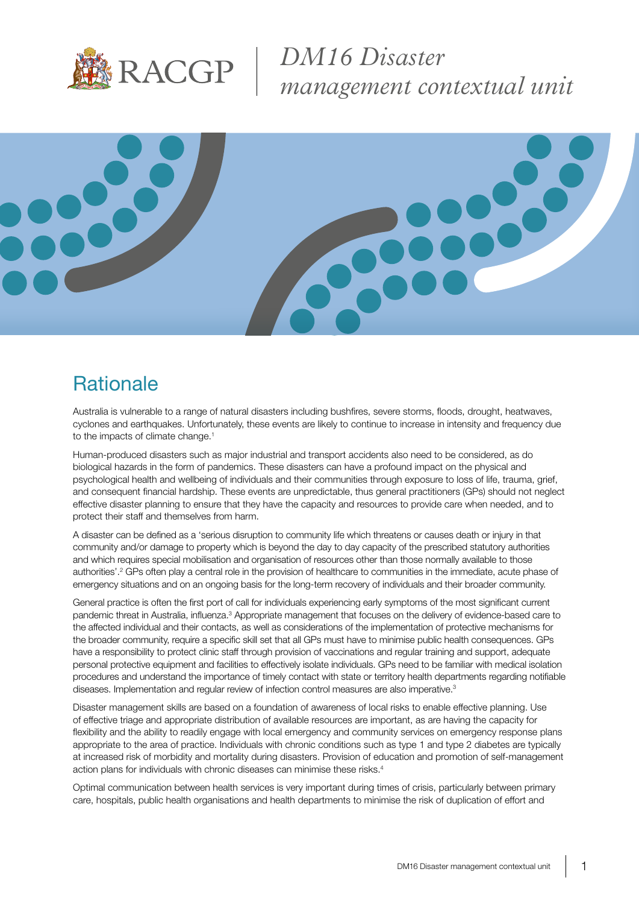# DM16 Disaster management contextual unit

## Rationale

Australia is vulnerable to a range of natural disasters including bushfires, severe storms, floods, drought, heatwaves, cyclones and earthquakes. Unfortunately, these events are likely to continue to increase in intensity and frequency due to the impacts of climate change.[1]

Human-produced disasters such as major industrial and transport accidents also need to be considered, as do biological hazards in the form of pandemics. These disasters can have a profound impact on the physical and psychological health and wellbeing of individuals and their communities through exposure to loss of life, trauma, grief, and consequent financial hardship. These events are unpredictable, thus general practitioners (GPs) should not neglect effective disaster planning to ensure that they have the capacity and resources to provide care when needed, and to protect their staff and themselves from harm.

A disaster can be defined as a 'serious disruption to community life which threatens or causes death or injury in that community and/or damage to property which is beyond the day to day capacity of the prescribed statutory authorities and which requires special mobilisation and organisation of resources other than those normally available to those authorities'.[2] GPs often play a central role in the provision of healthcare to communities in the immediate, acute phase of emergency situations and on an ongoing basis for the long-term recovery of individuals and their broader community.

General practice is often the first port of call for individuals experiencing early symptoms of the most significant current pandemic threat in Australia, influenza.[3] Appropriate management that focuses on the delivery of evidence-based care to the affected individual and their contacts, as well as considerations of the implementation of protective mechanisms for the broader community, require a specific skill set that all GPs must have to minimise public health consequences. GPs have a responsibility to protect clinic staff through provision of vaccinations and regular training and support, adequate personal protective equipment and facilities to effectively isolate individuals. GPs need to be familiar with medical isolation procedures and understand the importance of timely contact with state or territory health departments regarding notifiable diseases. Implementation and regular review of infection control measures are also imperative.[3]

Disaster management skills are based on a foundation of awareness of local risks to enable effective planning. Use of effective triage and appropriate distribution of available resources are important, as are having the capacity for flexibility and the ability to readily engage with local emergency and community services on emergency response plans appropriate to the area of practice. Individuals with chronic conditions such as type 1 and type 2 diabetes are typically at increased risk of morbidity and mortality during disasters. Provision of education and promotion of self-management action plans for individuals with chronic diseases can minimise these risks.[4]

Optimal communication between health services is very important during times of crisis, particularly between primary care, hospitals, public health organisations and health departments to minimise the risk of duplication of effort and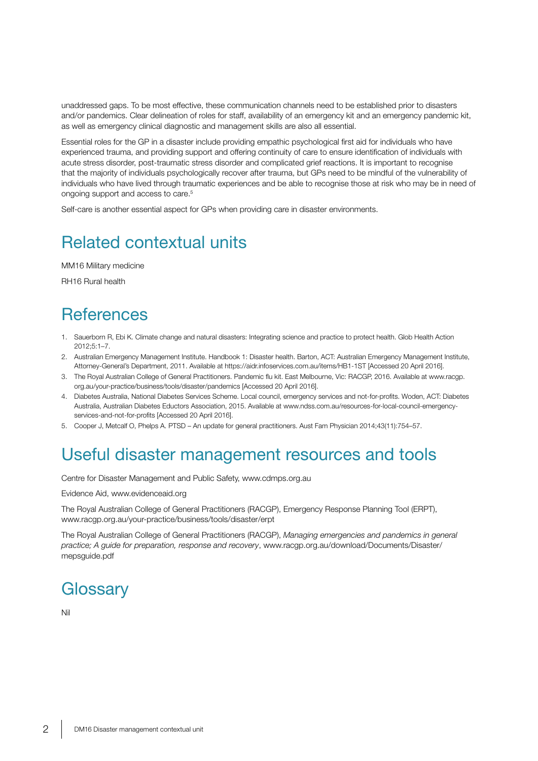unaddressed gaps. To be most effective, these communication channels need to be established prior to disasters and/or pandemics. Clear delineation of roles for staff, availability of an emergency kit and an emergency pandemic kit, as well as emergency clinical diagnostic and management skills are also all essential.

Essential roles for the GP in a disaster include providing empathic psychological first aid for individuals who have experienced trauma, and providing support and offering continuity of care to ensure identification of individuals with acute stress disorder, post-traumatic stress disorder and complicated grief reactions. It is important to recognise that the majority of individuals psychologically recover after trauma, but GPs need to be mindful of the vulnerability of individuals who have lived through traumatic experiences and be able to recognise those at risk who may be in need of ongoing support and access to care.[5]

Self-care is another essential aspect for GPs when providing care in disaster environments.

# Related contextual units

MM16 Military medicine

RH16 Rural health

# References

1. Sauerborn R, Ebi K. Climate change and natural disasters: Integrating science and practice to protect health. Glob Health Action 2012;5:1–7.
2. Australian Emergency Management Institute. Handbook 1: Disaster health. Barton, ACT: Australian Emergency Management Institute, Attorney-General's Department, 2011. Available at https://aidr.infoservices.com.au/items/HB1-1ST [Accessed 20 April 2016].
3. The Royal Australian College of General Practitioners. Pandemic flu kit. East Melbourne, Vic: RACGP, 2016. Available at www.racgp.org.au/your-practice/business/tools/disaster/pandemics [Accessed 20 April 2016].
4. Diabetes Australia, National Diabetes Services Scheme. Local council, emergency services and not-for-profits. Woden, ACT: Diabetes Australia, Australian Diabetes Eductors Association, 2015. Available at www.ndss.com.au/resources-for-local-council-emergency-services-and-not-for-profits [Accessed 20 April 2016].
5. Cooper J, Metcalf O, Phelps A. PTSD – An update for general practitioners. Aust Fam Physician 2014;43(11):754–57.

# Useful disaster management resources and tools

Centre for Disaster Management and Public Safety, www.cdmps.org.au

Evidence Aid, www.evidenceaid.org

The Royal Australian College of General Practitioners (RACGP), Emergency Response Planning Tool (ERPT), www.racgp.org.au/your-practice/business/tools/disaster/erpt

The Royal Australian College of General Practitioners (RACGP), *Managing emergencies and pandemics in general practice; A guide for preparation, response and recovery*, www.racgp.org.au/download/Documents/Disaster/mepsguide.pdf

# Glossary

Nil